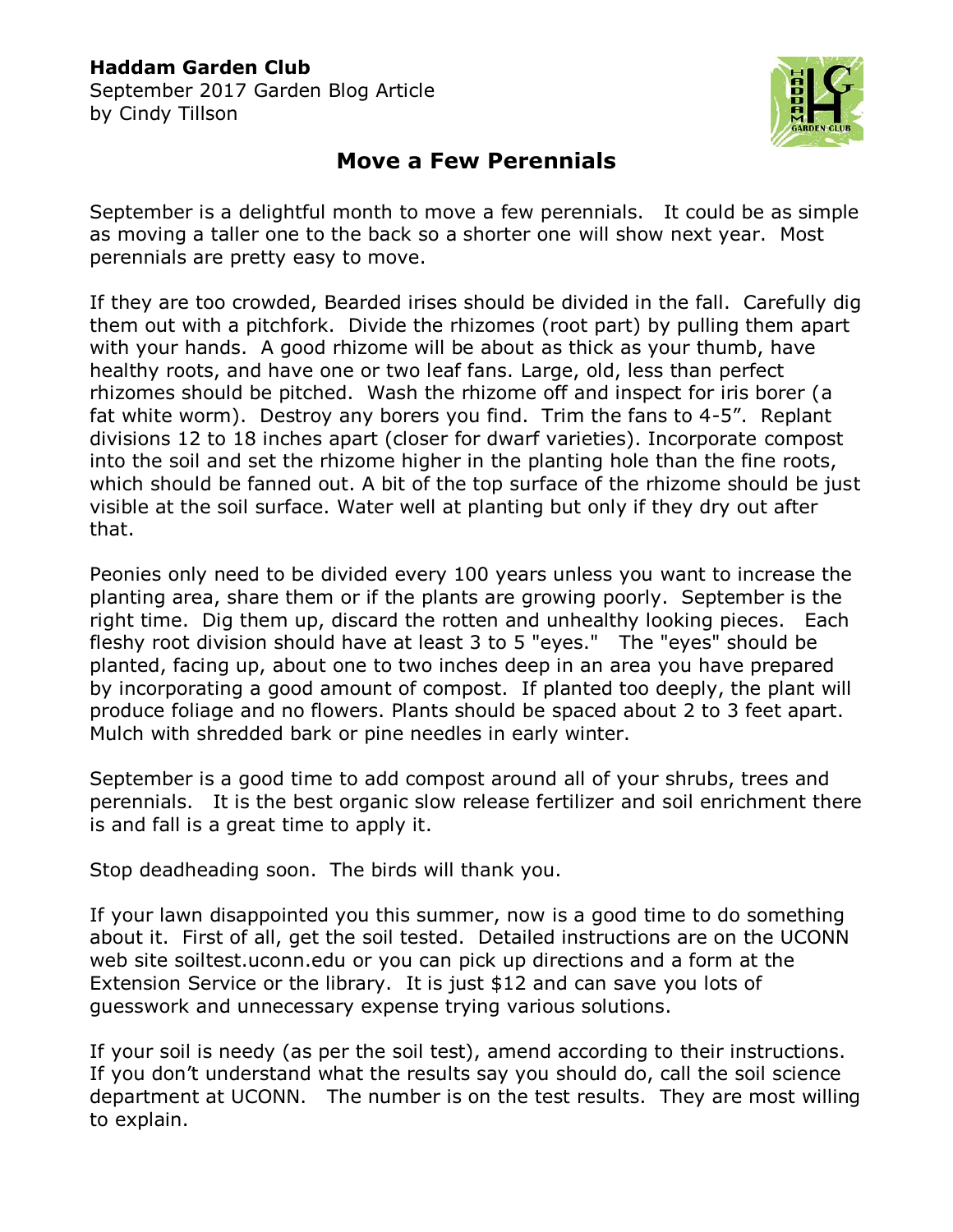**Haddam Garden Club**
September 2017 Garden Blog Article
by Cindy Tillson

# Move a Few Perennials

September is a delightful month to move a few perennials. It could be as simple as moving a taller one to the back so a shorter one will show next year. Most perennials are pretty easy to move.

If they are too crowded, Bearded irises should be divided in the fall. Carefully dig them out with a pitchfork. Divide the rhizomes (root part) by pulling them apart with your hands. A good rhizome will be about as thick as your thumb, have healthy roots, and have one or two leaf fans. Large, old, less than perfect rhizomes should be pitched. Wash the rhizome off and inspect for iris borer (a fat white worm). Destroy any borers you find. Trim the fans to 4-5". Replant divisions 12 to 18 inches apart (closer for dwarf varieties). Incorporate compost into the soil and set the rhizome higher in the planting hole than the fine roots, which should be fanned out. A bit of the top surface of the rhizome should be just visible at the soil surface. Water well at planting but only if they dry out after that.

Peonies only need to be divided every 100 years unless you want to increase the planting area, share them or if the plants are growing poorly. September is the right time. Dig them up, discard the rotten and unhealthy looking pieces. Each fleshy root division should have at least 3 to 5 "eyes." The "eyes" should be planted, facing up, about one to two inches deep in an area you have prepared by incorporating a good amount of compost. If planted too deeply, the plant will produce foliage and no flowers. Plants should be spaced about 2 to 3 feet apart. Mulch with shredded bark or pine needles in early winter.

September is a good time to add compost around all of your shrubs, trees and perennials. It is the best organic slow release fertilizer and soil enrichment there is and fall is a great time to apply it.

Stop deadheading soon. The birds will thank you.

If your lawn disappointed you this summer, now is a good time to do something about it. First of all, get the soil tested. Detailed instructions are on the UCONN web site soiltest.uconn.edu or you can pick up directions and a form at the Extension Service or the library. It is just $12 and can save you lots of guesswork and unnecessary expense trying various solutions.

If your soil is needy (as per the soil test), amend according to their instructions. If you don't understand what the results say you should do, call the soil science department at UCONN. The number is on the test results. They are most willing to explain.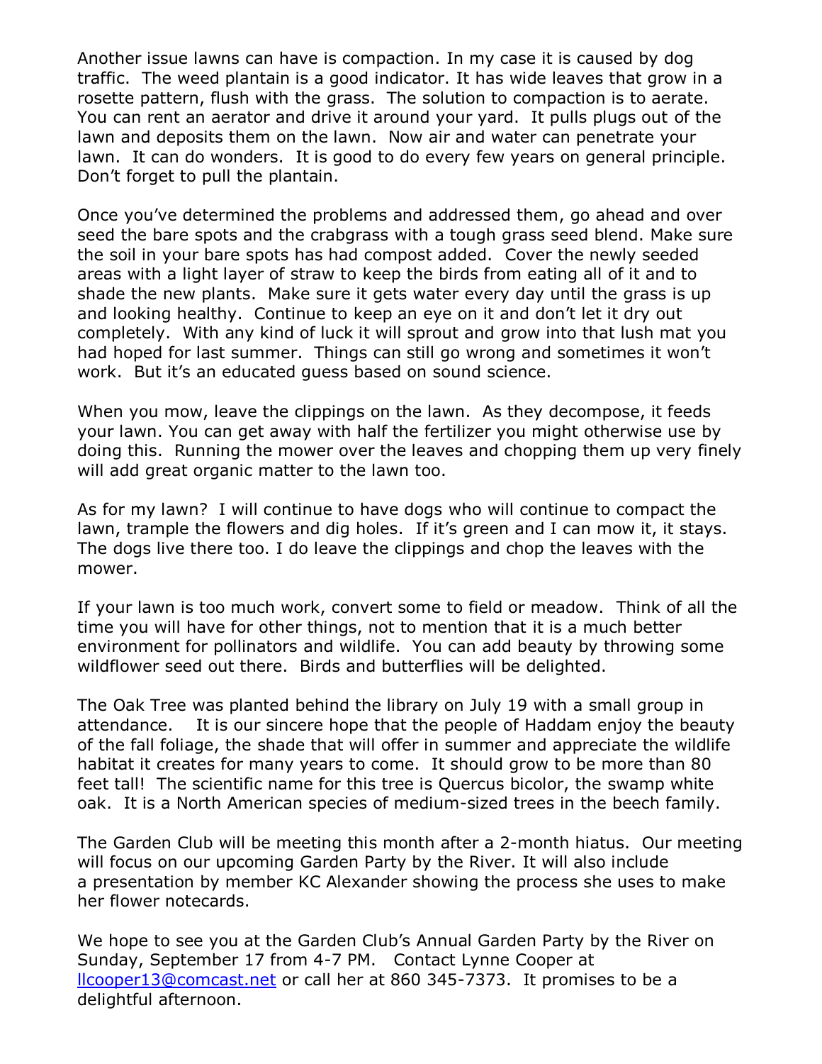Another issue lawns can have is compaction. In my case it is caused by dog traffic. The weed plantain is a good indicator. It has wide leaves that grow in a rosette pattern, flush with the grass. The solution to compaction is to aerate. You can rent an aerator and drive it around your yard. It pulls plugs out of the lawn and deposits them on the lawn. Now air and water can penetrate your lawn. It can do wonders. It is good to do every few years on general principle. Don't forget to pull the plantain.

Once you've determined the problems and addressed them, go ahead and over seed the bare spots and the crabgrass with a tough grass seed blend. Make sure the soil in your bare spots has had compost added. Cover the newly seeded areas with a light layer of straw to keep the birds from eating all of it and to shade the new plants. Make sure it gets water every day until the grass is up and looking healthy. Continue to keep an eye on it and don't let it dry out completely. With any kind of luck it will sprout and grow into that lush mat you had hoped for last summer. Things can still go wrong and sometimes it won't work. But it's an educated guess based on sound science.

When you mow, leave the clippings on the lawn. As they decompose, it feeds your lawn. You can get away with half the fertilizer you might otherwise use by doing this. Running the mower over the leaves and chopping them up very finely will add great organic matter to the lawn too.

As for my lawn? I will continue to have dogs who will continue to compact the lawn, trample the flowers and dig holes. If it's green and I can mow it, it stays. The dogs live there too. I do leave the clippings and chop the leaves with the mower.

If your lawn is too much work, convert some to field or meadow. Think of all the time you will have for other things, not to mention that it is a much better environment for pollinators and wildlife. You can add beauty by throwing some wildflower seed out there. Birds and butterflies will be delighted.

The Oak Tree was planted behind the library on July 19 with a small group in attendance. It is our sincere hope that the people of Haddam enjoy the beauty of the fall foliage, the shade that will offer in summer and appreciate the wildlife habitat it creates for many years to come. It should grow to be more than 80 feet tall! The scientific name for this tree is Quercus bicolor, the swamp white oak. It is a North American species of medium-sized trees in the beech family.

The Garden Club will be meeting this month after a 2-month hiatus. Our meeting will focus on our upcoming Garden Party by the River. It will also include a presentation by member KC Alexander showing the process she uses to make her flower notecards.

We hope to see you at the Garden Club's Annual Garden Party by the River on Sunday, September 17 from 4-7 PM. Contact Lynne Cooper at llcooper13@comcast.net or call her at 860 345-7373. It promises to be a delightful afternoon.